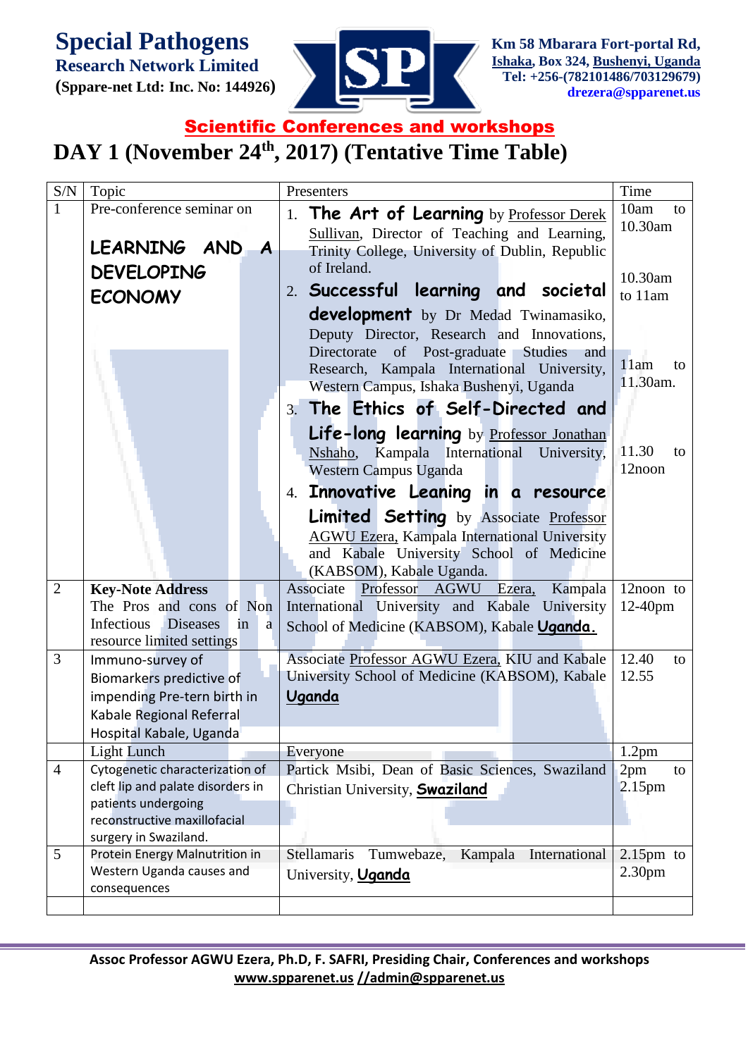**Special Pathogens Research Network Limited**
**(Sppare-net Ltd: Inc. No: 144926)**

**Km 58 Mbarara Fort-portal Rd, Ishaka, Box 324, Bushenyi, Uganda**
**Tel: +256-(782101486/703129679)**
**drezera@spparenet.us**

## Scientific Conferences and workshops

# DAY 1 (November 24th, 2017) (Tentative Time Table)

| S/N | Topic | Presenters | Time |
|---|---|---|---|
| 1 | Pre-conference seminar on **LEARNING AND A DEVELOPING ECONOMY** | 1. **The Art of Learning** by Professor Derek Sullivan, Director of Teaching and Learning, Trinity College, University of Dublin, Republic of Ireland.<br>2. **Successful learning and societal development** by Dr Medad Twinamasiko, Deputy Director, Research and Innovations, Directorate of Post-graduate Studies and Research, Kampala International University, Western Campus, Ishaka Bushenyi, Uganda<br>3. **The Ethics of Self-Directed and Life-long learning** by Professor Jonathan Nshaho, Kampala International University, Western Campus Uganda<br>4. **Innovative Leaning in a resource Limited Setting** by Associate Professor AGWU Ezera, Kampala International University and Kabale University School of Medicine (KABSOM), Kabale Uganda. | 10am to 10.30am<br>10.30am to 11am<br>11am to 11.30am.<br>11.30 to 12noon |
| 2 | **Key-Note Address** The Pros and cons of Non Infectious Diseases in a resource limited settings | Associate Professor AGWU Ezera, Kampala International University and Kabale University School of Medicine (KABSOM), Kabale **Uganda.** | 12noon to 12-40pm |
| 3 | Immuno-survey of Biomarkers predictive of impending Pre-tern birth in Kabale Regional Referral Hospital Kabale, Uganda | Associate Professor AGWU Ezera, KIU and Kabale University School of Medicine (KABSOM), Kabale **Uganda** | 12.40 to 12.55 |
| | Light Lunch | Everyone | 1.2pm |
| 4 | Cytogenetic characterization of cleft lip and palate disorders in patients undergoing reconstructive maxillofacial surgery in Swaziland. | Partick Msibi, Dean of Basic Sciences, Swaziland Christian University, **Swaziland** | 2pm to 2.15pm |
| 5 | Protein Energy Malnutrition in Western Uganda causes and consequences | Stellamaris Tumwebaze, Kampala International University, **Uganda** | 2.15pm to 2.30pm |
| | | | |

**Assoc Professor AGWU Ezera, Ph.D, F. SAFRI, Presiding Chair, Conferences and workshops**
**www.spparenet.us //admin@spparenet.us**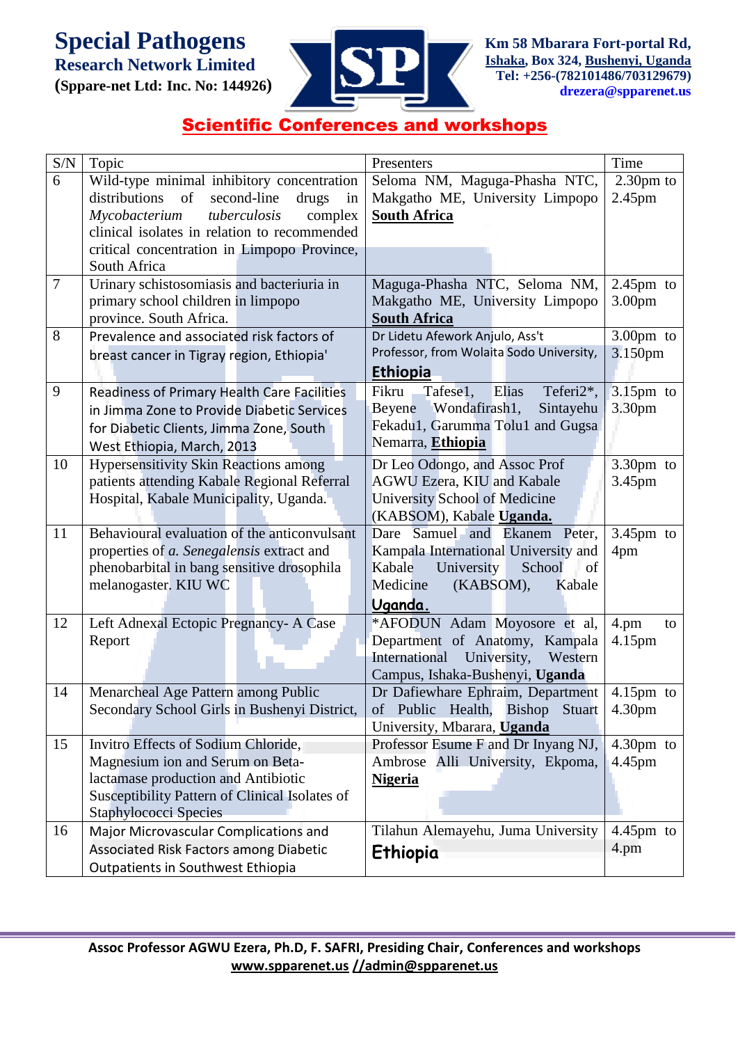# Special Pathogens Research Network Limited

(Sppare-net Ltd: Inc. No: 144926)

Km 58 Mbarara Fort-portal Rd, Ishaka, Box 324, Bushenyi, Uganda
Tel: +256-(782101486/703129679)
drezera@spparenet.us

## Scientific Conferences and workshops

| S/N | Topic | Presenters | Time |
|---|---|---|---|
| 6 | Wild-type minimal inhibitory concentration distributions of second-line drugs in *Mycobacterium tuberculosis* complex clinical isolates in relation to recommended critical concentration in Limpopo Province, South Africa | Seloma NM, Maguga-Phasha NTC, Makgatho ME, University Limpopo **South Africa** | 2.30pm to 2.45pm |
| 7 | Urinary schistosomiasis and bacteriuria in primary school children in limpopo province. South Africa. | Maguga-Phasha NTC, Seloma NM, Makgatho ME, University Limpopo **South Africa** | 2.45pm to 3.00pm |
| 8 | Prevalence and associated risk factors of breast cancer in Tigray region, Ethiopia' | Dr Lidetu Afework Anjulo, Ass't Professor, from Wolaita Sodo University, **Ethiopia** | 3.00pm to 3.150pm |
| 9 | Readiness of Primary Health Care Facilities in Jimma Zone to Provide Diabetic Services for Diabetic Clients, Jimma Zone, South West Ethiopia, March, 2013 | Fikru Tafese1, Elias Teferi2*, Beyene Wondafirash1, Sintayehu Fekadu1, Garumma Tolu1 and Gugsa Nemarra, **Ethiopia** | 3.15pm to 3.30pm |
| 10 | Hypersensitivity Skin Reactions among patients attending Kabale Regional Referral Hospital, Kabale Municipality, Uganda. | Dr Leo Odongo, and Assoc Prof AGWU Ezera, KIU and Kabale University School of Medicine (KABSOM), Kabale **Uganda.** | 3.30pm to 3.45pm |
| 11 | Behavioural evaluation of the anticonvulsant properties of *a. Senegalensis* extract and phenobarbital in bang sensitive drosophila melanogaster. KIU WC | Dare Samuel and Ekanem Peter, Kampala International University and Kabale University School of Medicine (KABSOM), Kabale **Uganda.** | 3.45pm to 4pm |
| 12 | Left Adnexal Ectopic Pregnancy- A Case Report | *AFODUN Adam Moyosore et al, Department of Anatomy, Kampala International University, Western Campus, Ishaka-Bushenyi, **Uganda** | 4.pm to 4.15pm |
| 14 | Menarcheal Age Pattern among Public Secondary School Girls in Bushenyi District, | Dr Dafiewhare Ephraim, Department of Public Health, Bishop Stuart University, Mbarara, **Uganda** | 4.15pm to 4.30pm |
| 15 | Invitro Effects of Sodium Chloride, Magnesium ion and Serum on Beta-lactamase production and Antibiotic Susceptibility Pattern of Clinical Isolates of Staphylococci Species | Professor Esume F and Dr Inyang NJ, Ambrose Alli University, Ekpoma, **Nigeria** | 4.30pm to 4.45pm |
| 16 | Major Microvascular Complications and Associated Risk Factors among Diabetic Outpatients in Southwest Ethiopia | Tilahun Alemayehu, Juma University **Ethiopia** | 4.45pm to 4.pm |

**Assoc Professor AGWU Ezera, Ph.D, F. SAFRI, Presiding Chair, Conferences and workshops**
**www.spparenet.us //admin@spparenet.us**